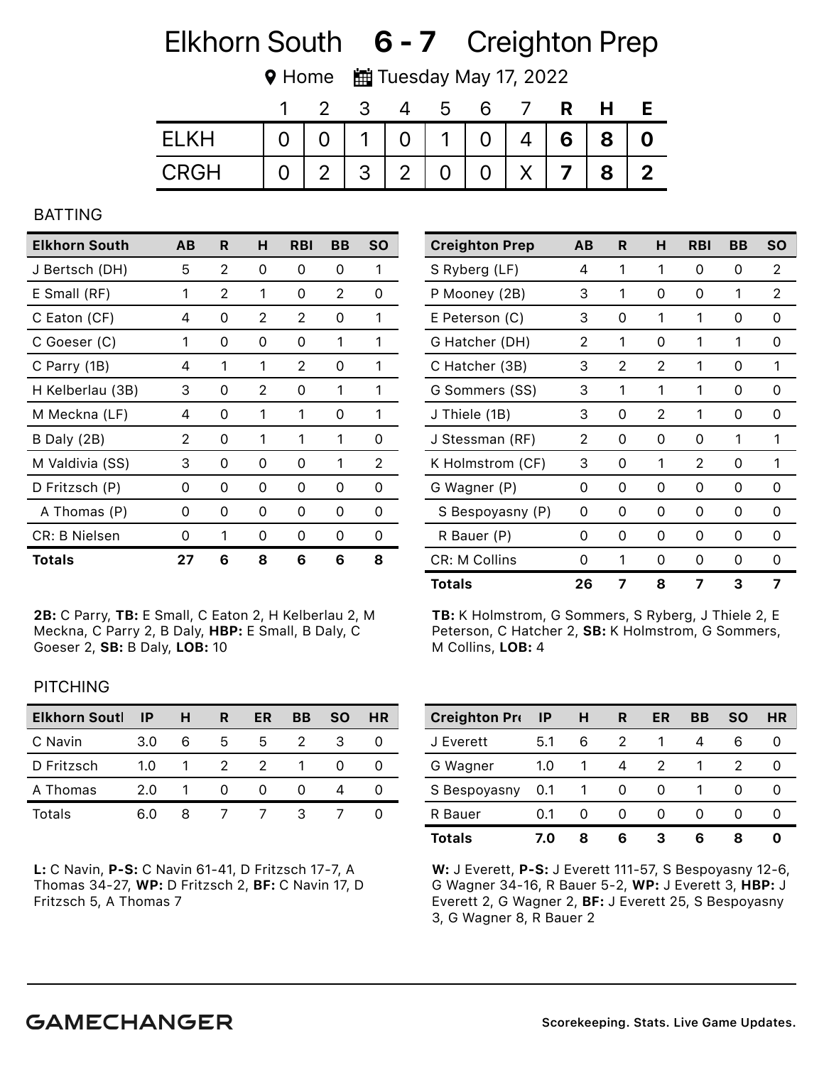# Elkhorn South **6 - 7** Creighton Prep

Home | Tuesday May 17, 2022

| | 1 | 2 | 3 | 4 | 5 | 6 | 7 | R | H | E |
|---|---|---|---|---|---|---|---|---|---|---|
| ELKH | 0 | 0 | 1 | 0 | 1 | 0 | 4 | **6** | **8** | **0** |
| CRGH | 0 | 2 | 3 | 2 | 0 | 0 | X | **7** | **8** | **2** |

## BATTING

| Elkhorn South | AB | R | H | RBI | BB | SO |
|---|---|---|---|---|---|---|
| J Bertsch (DH) | 5 | 2 | 0 | 0 | 0 | 1 |
| E Small (RF) | 1 | 2 | 1 | 0 | 2 | 0 |
| C Eaton (CF) | 4 | 0 | 2 | 2 | 0 | 1 |
| C Goeser (C) | 1 | 0 | 0 | 0 | 1 | 1 |
| C Parry (1B) | 4 | 1 | 1 | 2 | 0 | 1 |
| H Kelberlau (3B) | 3 | 0 | 2 | 0 | 1 | 1 |
| M Meckna (LF) | 4 | 0 | 1 | 1 | 0 | 1 |
| B Daly (2B) | 2 | 0 | 1 | 1 | 1 | 0 |
| M Valdivia (SS) | 3 | 0 | 0 | 0 | 1 | 2 |
| D Fritzsch (P) | 0 | 0 | 0 | 0 | 0 | 0 |
| A Thomas (P) | 0 | 0 | 0 | 0 | 0 | 0 |
| CR: B Nielsen | 0 | 1 | 0 | 0 | 0 | 0 |
| **Totals** | **27** | **6** | **8** | **6** | **6** | **8** |

**2B:** C Parry, **TB:** E Small, C Eaton 2, H Kelberlau 2, M Meckna, C Parry 2, B Daly, **HBP:** E Small, B Daly, C Goeser 2, **SB:** B Daly, **LOB:** 10

| Creighton Prep | AB | R | H | RBI | BB | SO |
|---|---|---|---|---|---|---|
| S Ryberg (LF) | 4 | 1 | 1 | 0 | 0 | 2 |
| P Mooney (2B) | 3 | 1 | 0 | 0 | 1 | 2 |
| E Peterson (C) | 3 | 0 | 1 | 1 | 0 | 0 |
| G Hatcher (DH) | 2 | 1 | 0 | 1 | 1 | 0 |
| C Hatcher (3B) | 3 | 2 | 2 | 1 | 0 | 1 |
| G Sommers (SS) | 3 | 1 | 1 | 1 | 0 | 0 |
| J Thiele (1B) | 3 | 0 | 2 | 1 | 0 | 0 |
| J Stessman (RF) | 2 | 0 | 0 | 0 | 1 | 1 |
| K Holmstrom (CF) | 3 | 0 | 1 | 2 | 0 | 1 |
| G Wagner (P) | 0 | 0 | 0 | 0 | 0 | 0 |
| S Bespoyasny (P) | 0 | 0 | 0 | 0 | 0 | 0 |
| R Bauer (P) | 0 | 0 | 0 | 0 | 0 | 0 |
| CR: M Collins | 0 | 1 | 0 | 0 | 0 | 0 |
| **Totals** | **26** | **7** | **8** | **7** | **3** | **7** |

**TB:** K Holmstrom, G Sommers, S Ryberg, J Thiele 2, E Peterson, C Hatcher 2, **SB:** K Holmstrom, G Sommers, M Collins, **LOB:** 4

## PITCHING

| Elkhorn South | IP | H | R | ER | BB | SO | HR |
|---|---|---|---|---|---|---|---|
| C Navin | 3.0 | 6 | 5 | 5 | 2 | 3 | 0 |
| D Fritzsch | 1.0 | 1 | 2 | 2 | 1 | 0 | 0 |
| A Thomas | 2.0 | 1 | 0 | 0 | 0 | 4 | 0 |
| Totals | 6.0 | 8 | 7 | 7 | 3 | 7 | 0 |

**L:** C Navin, **P-S:** C Navin 61-41, D Fritzsch 17-7, A Thomas 34-27, **WP:** D Fritzsch 2, **BF:** C Navin 17, D Fritzsch 5, A Thomas 7

| Creighton Prep | IP | H | R | ER | BB | SO | HR |
|---|---|---|---|---|---|---|---|
| J Everett | 5.1 | 6 | 2 | 1 | 4 | 6 | 0 |
| G Wagner | 1.0 | 1 | 4 | 2 | 1 | 2 | 0 |
| S Bespoyasny | 0.1 | 1 | 0 | 0 | 1 | 0 | 0 |
| R Bauer | 0.1 | 0 | 0 | 0 | 0 | 0 | 0 |
| **Totals** | **7.0** | **8** | **6** | **3** | **6** | **8** | **0** |

**W:** J Everett, **P-S:** J Everett 111-57, S Bespoyasny 12-6, G Wagner 34-16, R Bauer 5-2, **WP:** J Everett 3, **HBP:** J Everett 2, G Wagner 2, **BF:** J Everett 25, S Bespoyasny 3, G Wagner 8, R Bauer 2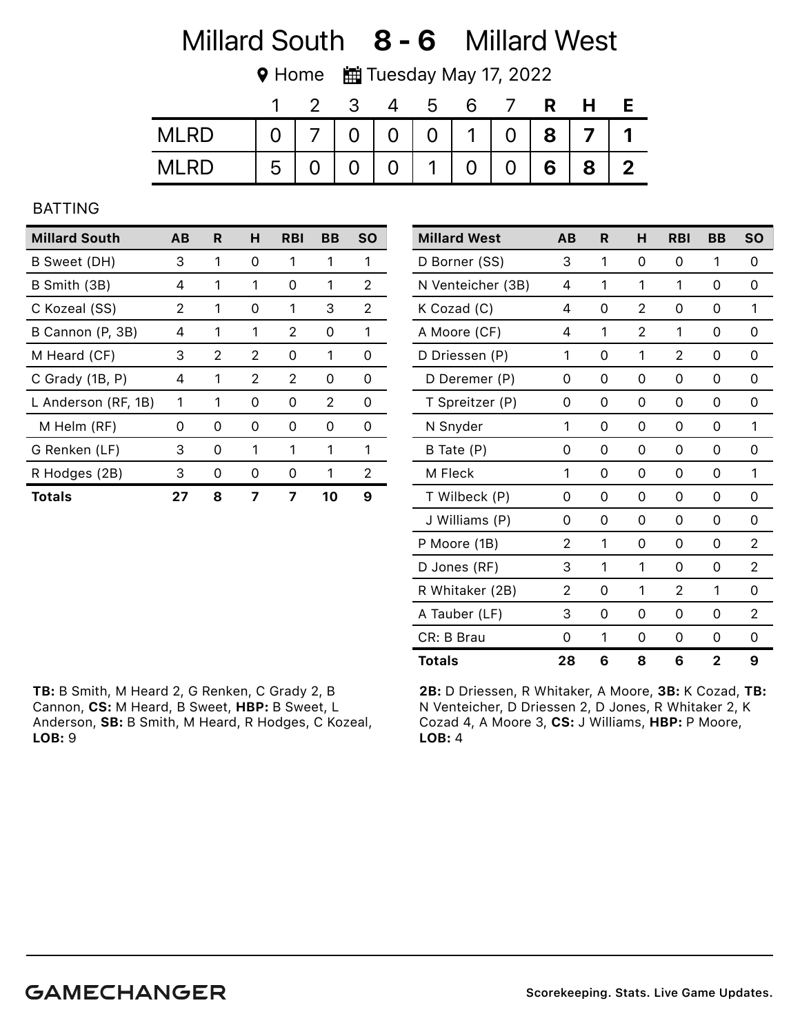# Millard South 8 - 6 Millard West

Home | Tuesday May 17, 2022

| | 1 | 2 | 3 | 4 | 5 | 6 | 7 | R | H | E |
|---|---|---|---|---|---|---|---|---|---|---|
| MLRD | 0 | 7 | 0 | 0 | 0 | 1 | 0 | 8 | 7 | 1 |
| MLRD | 5 | 0 | 0 | 0 | 1 | 0 | 0 | 6 | 8 | 2 |

## BATTING

| Millard South | AB | R | H | RBI | BB | SO |
|---|---|---|---|---|---|---|
| B Sweet (DH) | 3 | 1 | 0 | 1 | 1 | 1 |
| B Smith (3B) | 4 | 1 | 1 | 0 | 1 | 2 |
| C Kozeal (SS) | 2 | 1 | 0 | 1 | 3 | 2 |
| B Cannon (P, 3B) | 4 | 1 | 1 | 2 | 0 | 1 |
| M Heard (CF) | 3 | 2 | 2 | 0 | 1 | 0 |
| C Grady (1B, P) | 4 | 1 | 2 | 2 | 0 | 0 |
| L Anderson (RF, 1B) | 1 | 1 | 0 | 0 | 2 | 0 |
| M Helm (RF) | 0 | 0 | 0 | 0 | 0 | 0 |
| G Renken (LF) | 3 | 0 | 1 | 1 | 1 | 1 |
| R Hodges (2B) | 3 | 0 | 0 | 0 | 1 | 2 |
| **Totals** | **27** | **8** | **7** | **7** | **10** | **9** |

**TB:** B Smith, M Heard 2, G Renken, C Grady 2, B Cannon, **CS:** M Heard, B Sweet, **HBP:** B Sweet, L Anderson, **SB:** B Smith, M Heard, R Hodges, C Kozeal, **LOB:** 9

| Millard West | AB | R | H | RBI | BB | SO |
|---|---|---|---|---|---|---|
| D Borner (SS) | 3 | 1 | 0 | 0 | 1 | 0 |
| N Venteicher (3B) | 4 | 1 | 1 | 1 | 0 | 0 |
| K Cozad (C) | 4 | 0 | 2 | 0 | 0 | 1 |
| A Moore (CF) | 4 | 1 | 2 | 1 | 0 | 0 |
| D Driessen (P) | 1 | 0 | 1 | 2 | 0 | 0 |
| D Deremer (P) | 0 | 0 | 0 | 0 | 0 | 0 |
| T Spreitzer (P) | 0 | 0 | 0 | 0 | 0 | 0 |
| N Snyder | 1 | 0 | 0 | 0 | 0 | 1 |
| B Tate (P) | 0 | 0 | 0 | 0 | 0 | 0 |
| M Fleck | 1 | 0 | 0 | 0 | 0 | 1 |
| T Wilbeck (P) | 0 | 0 | 0 | 0 | 0 | 0 |
| J Williams (P) | 0 | 0 | 0 | 0 | 0 | 0 |
| P Moore (1B) | 2 | 1 | 0 | 0 | 0 | 2 |
| D Jones (RF) | 3 | 1 | 1 | 0 | 0 | 2 |
| R Whitaker (2B) | 2 | 0 | 1 | 2 | 1 | 0 |
| A Tauber (LF) | 3 | 0 | 0 | 0 | 0 | 2 |
| CR: B Brau | 0 | 1 | 0 | 0 | 0 | 0 |
| **Totals** | **28** | **6** | **8** | **6** | **2** | **9** |

**2B:** D Driessen, R Whitaker, A Moore, **3B:** K Cozad, **TB:** N Venteicher, D Driessen 2, D Jones, R Whitaker 2, K Cozad 4, A Moore 3, **CS:** J Williams, **HBP:** P Moore, **LOB:** 4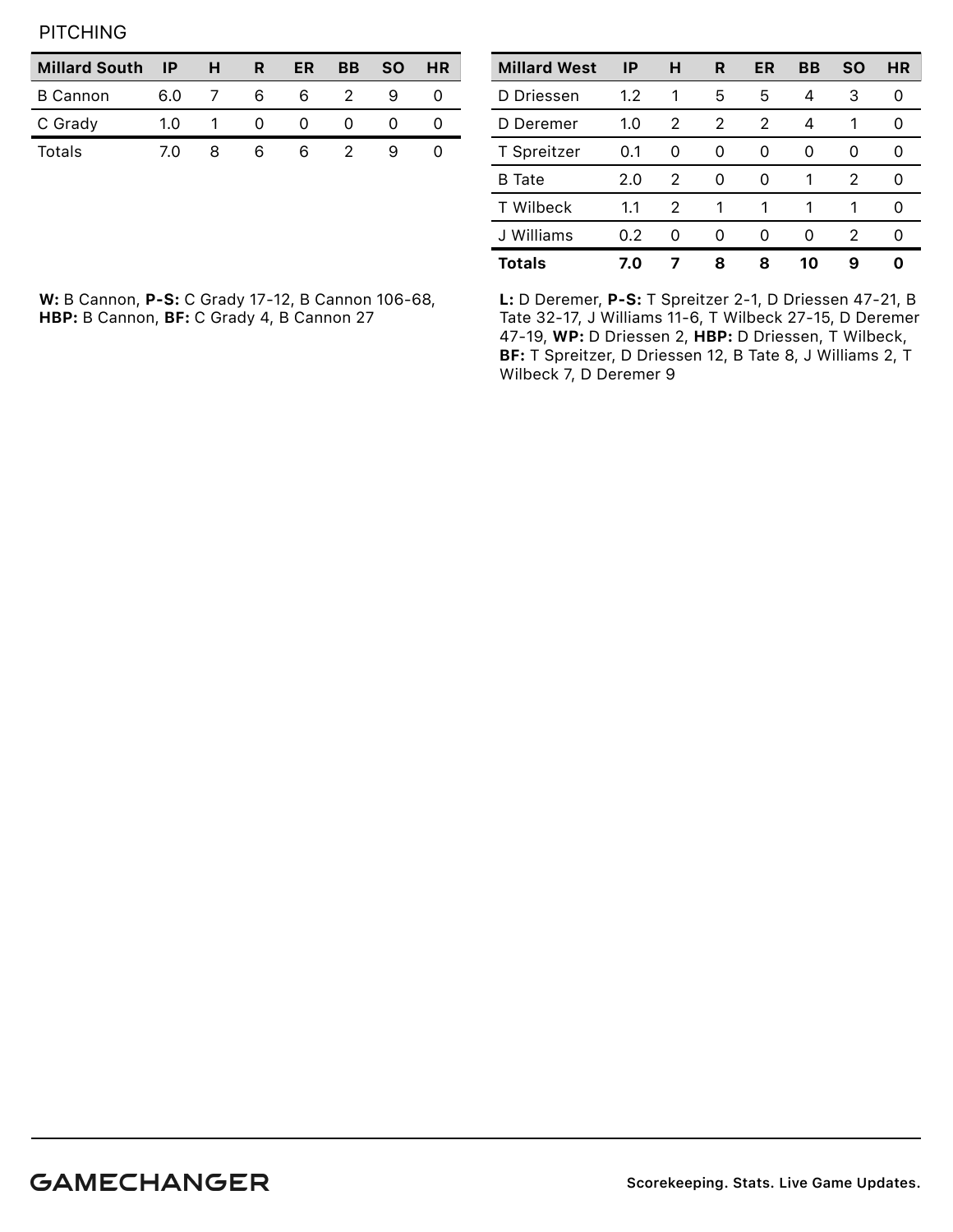PITCHING

| Millard South | IP | H | R | ER | BB | SO | HR |
|---|---|---|---|---|---|---|---|
| B Cannon | 6.0 | 7 | 6 | 6 | 2 | 9 | 0 |
| C Grady | 1.0 | 1 | 0 | 0 | 0 | 0 | 0 |
| Totals | 7.0 | 8 | 6 | 6 | 2 | 9 | 0 |

**W:** B Cannon, **P-S:** C Grady 17-12, B Cannon 106-68, **HBP:** B Cannon, **BF:** C Grady 4, B Cannon 27

| Millard West | IP | H | R | ER | BB | SO | HR |
|---|---|---|---|---|---|---|---|
| D Driessen | 1.2 | 1 | 5 | 5 | 4 | 3 | 0 |
| D Deremer | 1.0 | 2 | 2 | 2 | 4 | 1 | 0 |
| T Spreitzer | 0.1 | 0 | 0 | 0 | 0 | 0 | 0 |
| B Tate | 2.0 | 2 | 0 | 0 | 1 | 2 | 0 |
| T Wilbeck | 1.1 | 2 | 1 | 1 | 1 | 1 | 0 |
| J Williams | 0.2 | 0 | 0 | 0 | 0 | 2 | 0 |
| **Totals** | **7.0** | **7** | **8** | **8** | **10** | **9** | **0** |

**L:** D Deremer, **P-S:** T Spreitzer 2-1, D Driessen 47-21, B Tate 32-17, J Williams 11-6, T Wilbeck 27-15, D Deremer 47-19, **WP:** D Driessen 2, **HBP:** D Driessen, T Wilbeck, **BF:** T Spreitzer, D Driessen 12, B Tate 8, J Williams 2, T Wilbeck 7, D Deremer 9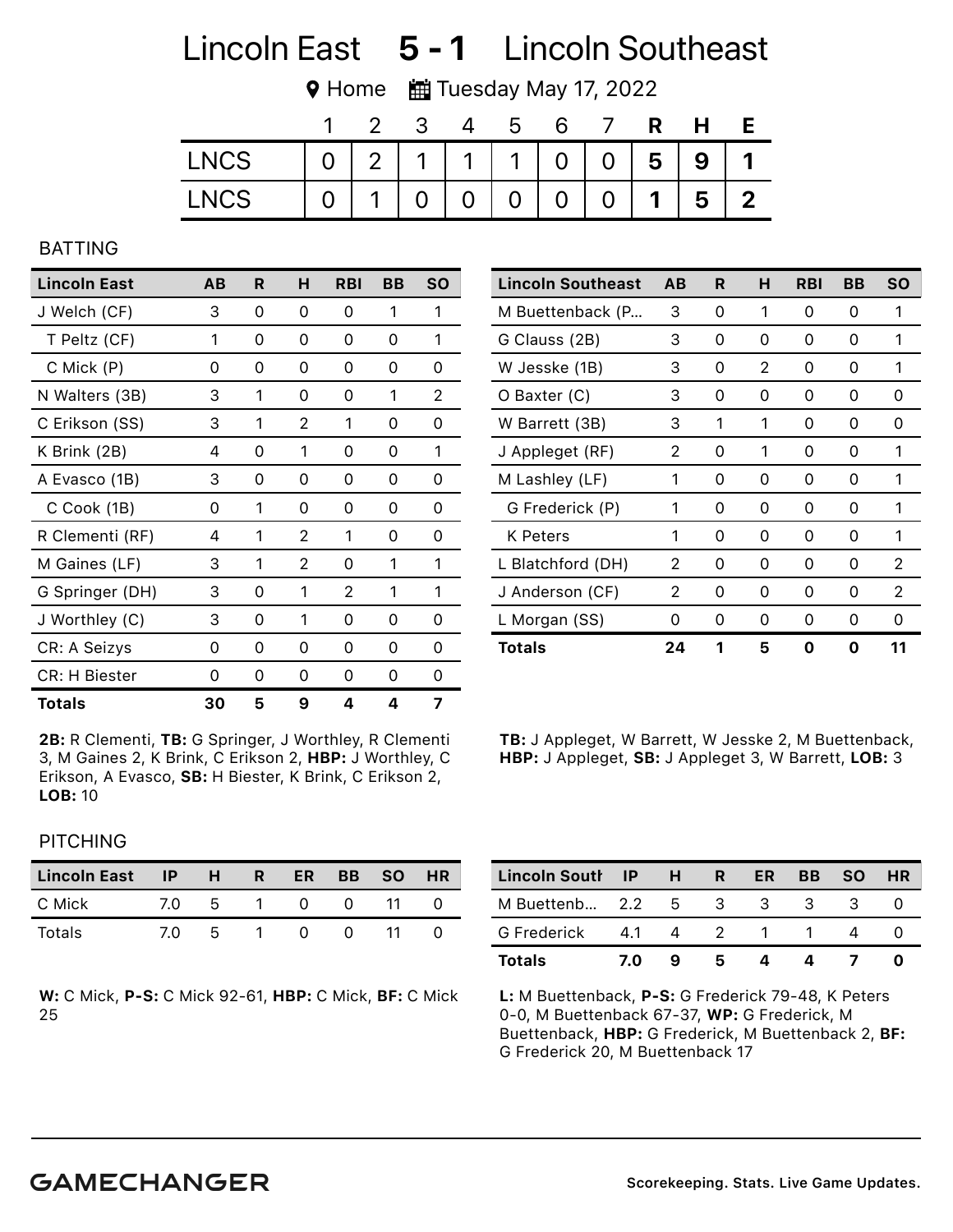# Lincoln East 5 - 1 Lincoln Southeast

Home | Tuesday May 17, 2022

| | 1 | 2 | 3 | 4 | 5 | 6 | 7 | R | H | E |
|---|---|---|---|---|---|---|---|---|---|---|
| LNCS | 0 | 2 | 1 | 1 | 1 | 0 | 0 | 5 | 9 | 1 |
| LNCS | 0 | 1 | 0 | 0 | 0 | 0 | 0 | 1 | 5 | 2 |

## BATTING

| Lincoln East | AB | R | H | RBI | BB | SO |
|---|---|---|---|---|---|---|
| J Welch (CF) | 3 | 0 | 0 | 0 | 1 | 1 |
| T Peltz (CF) | 1 | 0 | 0 | 0 | 0 | 1 |
| C Mick (P) | 0 | 0 | 0 | 0 | 0 | 0 |
| N Walters (3B) | 3 | 1 | 0 | 0 | 1 | 2 |
| C Erikson (SS) | 3 | 1 | 2 | 1 | 0 | 0 |
| K Brink (2B) | 4 | 0 | 1 | 0 | 0 | 1 |
| A Evasco (1B) | 3 | 0 | 0 | 0 | 0 | 0 |
| C Cook (1B) | 0 | 1 | 0 | 0 | 0 | 0 |
| R Clementi (RF) | 4 | 1 | 2 | 1 | 0 | 0 |
| M Gaines (LF) | 3 | 1 | 2 | 0 | 1 | 1 |
| G Springer (DH) | 3 | 0 | 1 | 2 | 1 | 1 |
| J Worthley (C) | 3 | 0 | 1 | 0 | 0 | 0 |
| CR: A Seizys | 0 | 0 | 0 | 0 | 0 | 0 |
| CR: H Biester | 0 | 0 | 0 | 0 | 0 | 0 |
| **Totals** | **30** | **5** | **9** | **4** | **4** | **7** |

**2B:** R Clementi, **TB:** G Springer, J Worthley, R Clementi 3, M Gaines 2, K Brink, C Erikson 2, **HBP:** J Worthley, C Erikson, A Evasco, **SB:** H Biester, K Brink, C Erikson 2, **LOB:** 10

| Lincoln Southeast | AB | R | H | RBI | BB | SO |
|---|---|---|---|---|---|---|
| M Buettenback (P... | 3 | 0 | 1 | 0 | 0 | 1 |
| G Clauss (2B) | 3 | 0 | 0 | 0 | 0 | 1 |
| W Jesske (1B) | 3 | 0 | 2 | 0 | 0 | 1 |
| O Baxter (C) | 3 | 0 | 0 | 0 | 0 | 0 |
| W Barrett (3B) | 3 | 1 | 1 | 0 | 0 | 0 |
| J Appleget (RF) | 2 | 0 | 1 | 0 | 0 | 1 |
| M Lashley (LF) | 1 | 0 | 0 | 0 | 0 | 1 |
| G Frederick (P) | 1 | 0 | 0 | 0 | 0 | 1 |
| K Peters | 1 | 0 | 0 | 0 | 0 | 1 |
| L Blatchford (DH) | 2 | 0 | 0 | 0 | 0 | 2 |
| J Anderson (CF) | 2 | 0 | 0 | 0 | 0 | 2 |
| L Morgan (SS) | 0 | 0 | 0 | 0 | 0 | 0 |
| **Totals** | **24** | **1** | **5** | **0** | **0** | **11** |

**TB:** J Appleget, W Barrett, W Jesske 2, M Buettenback, **HBP:** J Appleget, **SB:** J Appleget 3, W Barrett, **LOB:** 3

## PITCHING

| Lincoln East | IP | H | R | ER | BB | SO | HR |
|---|---|---|---|---|---|---|---|
| C Mick | 7.0 | 5 | 1 | 0 | 0 | 11 | 0 |
| Totals | 7.0 | 5 | 1 | 0 | 0 | 11 | 0 |

**W:** C Mick, **P-S:** C Mick 92-61, **HBP:** C Mick, **BF:** C Mick 25

| Lincoln Southeast | IP | H | R | ER | BB | SO | HR |
|---|---|---|---|---|---|---|---|
| M Buettenb... | 2.2 | 5 | 3 | 3 | 3 | 3 | 0 |
| G Frederick | 4.1 | 4 | 2 | 1 | 1 | 4 | 0 |
| **Totals** | **7.0** | **9** | **5** | **4** | **4** | **7** | **0** |

**L:** M Buettenback, **P-S:** G Frederick 79-48, K Peters 0-0, M Buettenback 67-37, **WP:** G Frederick, M Buettenback, **HBP:** G Frederick, M Buettenback 2, **BF:** G Frederick 20, M Buettenback 17

GAMECHANGER

Scorekeeping. Stats. Live Game Updates.